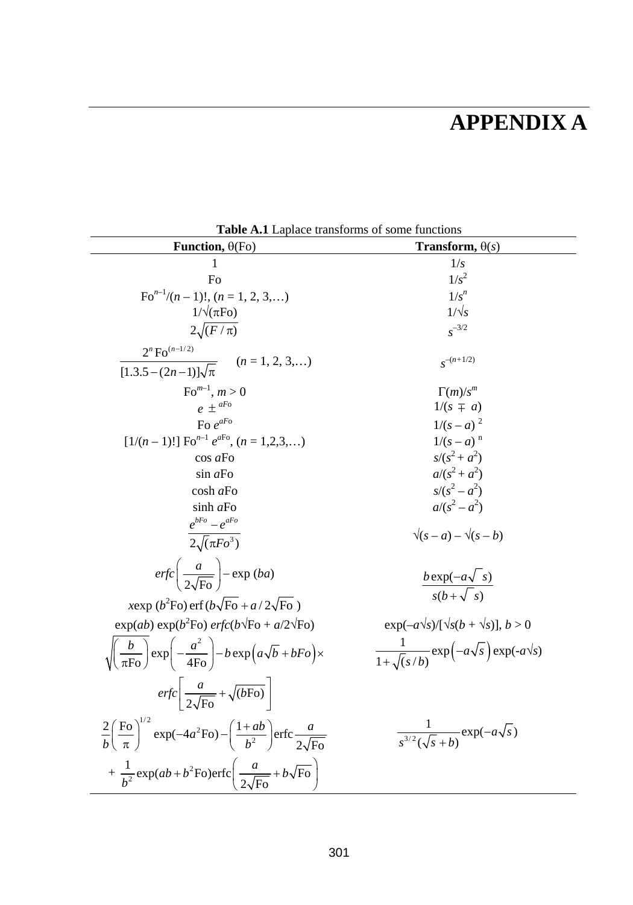# APPENDIX A

**Table A.1** Laplace transforms of some functions

| **Function,** $\theta(\text{Fo})$ | **Transform,** $\theta(s)$ |
|---|---|
| $1$ | $1/s$ |
| $\text{Fo}$ | $1/s^2$ |
| $\text{Fo}^{n-1}/(n-1)!$, $(n = 1, 2, 3,\ldots)$ | $1/s^n$ |
| $1/\sqrt{(\pi\text{Fo})}$ | $1/\sqrt{s}$ |
| $2\sqrt{(F/\pi)}$ | $s^{-3/2}$ |
| $\dfrac{2^n \text{Fo}^{(n-1/2)}}{[1.3.5-(2n-1)]\sqrt{\pi}}$ $(n = 1, 2, 3,\ldots)$ | $s^{-(n+1/2)}$ |
| $\text{Fo}^{m-1}$, $m > 0$ | $\Gamma(m)/s^m$ |
| $e^{\pm a\text{Fo}}$ | $1/(s \mp a)$ |
| $\text{Fo}\, e^{a\text{Fo}}$ | $1/(s-a)^2$ |
| $[1/(n-1)!]\, \text{Fo}^{n-1} e^{a\text{Fo}}$, $(n = 1,2,3,\ldots)$ | $1/(s-a)^n$ |
| $\cos a\text{Fo}$ | $s/(s^2 + a^2)$ |
| $\sin a\text{Fo}$ | $a/(s^2 + a^2)$ |
| $\cosh a\text{Fo}$ | $s/(s^2 - a^2)$ |
| $\sinh a\text{Fo}$ | $a/(s^2 - a^2)$ |
| $\dfrac{e^{bFo} - e^{aFo}}{2\sqrt{(\pi Fo^3)}}$ | $\sqrt{(s-a)} - \sqrt{(s-b)}$ |
| $erfc\left(\dfrac{a}{2\sqrt{\text{Fo}}}\right) - \exp(ba)$ $x\exp(b^2\text{Fo})\,\text{erf}(b\sqrt{\text{Fo}} + a/2\sqrt{\text{Fo}})$ | $\dfrac{b\exp(-a\sqrt{s})}{s(b+\sqrt{s})}$ |
| $\exp(ab)\exp(b^2\text{Fo})\, erfc(b\sqrt{\text{Fo}} + a/2\sqrt{\text{Fo}})$ | $\exp(-a\sqrt{s})/[\sqrt{s}(b+\sqrt{s})]$, $b > 0$ |
| $\sqrt{\left(\dfrac{b}{\pi\text{Fo}}\right)}\exp\left(-\dfrac{a^2}{4\text{Fo}}\right) - b\exp\left(a\sqrt{b} + bFo\right)\times$ $erfc\left[\dfrac{a}{2\sqrt{\text{Fo}}} + \sqrt{(b\text{Fo})}\right]$ | $\dfrac{1}{1+\sqrt{(s/b)}}\exp\left(-a\sqrt{s}\right)\exp(-a\sqrt{s})$ |
| $\dfrac{2}{b}\left(\dfrac{\text{Fo}}{\pi}\right)^{1/2}\exp(-4a^2\text{Fo}) - \left(\dfrac{1+ab}{b^2}\right)\text{erfc}\dfrac{a}{2\sqrt{\text{Fo}}}$ $+\ \dfrac{1}{b^2}\exp(ab + b^2\text{Fo})\text{erfc}\left(\dfrac{a}{2\sqrt{\text{Fo}}} + b\sqrt{\text{Fo}}\right)$ | $\dfrac{1}{s^{3/2}(\sqrt{s}+b)}\exp(-a\sqrt{s})$ |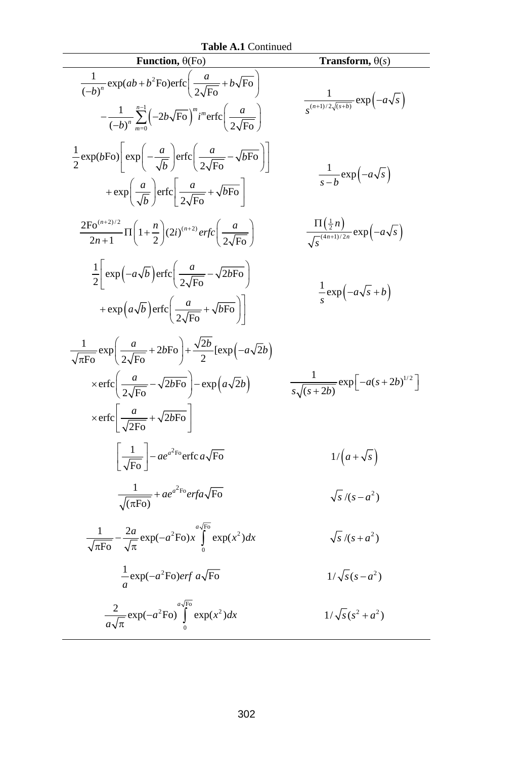**Table A.1** Continued

| **Function,** θ(Fo) | **Transform,** θ(*s*) |
|---|---|
| $\frac{1}{(-b)^n}\exp(ab+b^2\text{Fo})\text{erfc}\left(\frac{a}{2\sqrt{\text{Fo}}}+b\sqrt{\text{Fo}}\right) - \frac{1}{(-b)^n}\sum_{m=0}^{n-1}\left(-2b\sqrt{\text{Fo}}\right)^m i^m\text{erfc}\left(\frac{a}{2\sqrt{\text{Fo}}}\right)$ | $\frac{1}{s^{(n+1)/2\sqrt{(s+b)}}}\exp\left(-a\sqrt{s}\right)$ |
| $\frac{1}{2}\exp(b\text{Fo})\left[\exp\left(-\frac{a}{\sqrt{b}}\right)\text{erfc}\left(\frac{a}{2\sqrt{\text{Fo}}}-\sqrt{b\text{Fo}}\right)\right] + \exp\left(\frac{a}{\sqrt{b}}\right)\text{erfc}\left[\frac{a}{2\sqrt{\text{Fo}}}+\sqrt{b\text{Fo}}\right]$ | $\frac{1}{s-b}\exp\left(-a\sqrt{s}\right)$ |
| $\frac{2\text{Fo}^{(n+2)/2}}{2n+1}\Pi\left(1+\frac{n}{2}\right)(2i)^{(n+2)}erfc\left(\frac{a}{2\sqrt{\text{Fo}}}\right)$ | $\frac{\Pi\left(\frac{1}{2}n\right)}{\sqrt{s}^{(4n+1)/2n}}\exp\left(-a\sqrt{s}\right)$ |
| $\frac{1}{2}\left[\exp\left(-a\sqrt{b}\right)\text{erfc}\left(\frac{a}{2\sqrt{\text{Fo}}}-\sqrt{2b\text{Fo}}\right) + \exp\left(a\sqrt{b}\right)\text{erfc}\left(\frac{a}{2\sqrt{\text{Fo}}}+\sqrt{b\text{Fo}}\right)\right]$ | $\frac{1}{s}\exp\left(-a\sqrt{s}+b\right)$ |
| $\frac{1}{\sqrt{\pi\text{Fo}}}\exp\left(\frac{a}{2\sqrt{\text{Fo}}}+2b\text{Fo}\right)+\frac{\sqrt{2b}}{2}[\exp\left(-a\sqrt{2}b\right) \times\text{erfc}\left(\frac{a}{2\sqrt{\text{Fo}}}-\sqrt{2b\text{Fo}}\right)-\exp\left(a\sqrt{2}b\right) \times\text{erfc}\left[\frac{a}{\sqrt{2\text{Fo}}}+\sqrt{2b\text{Fo}}\right]$ | $\frac{1}{s\sqrt{(s+2b)}}\exp\left[-a(s+2b)^{1/2}\right]$ |
| $\left[\frac{1}{\sqrt{\text{Fo}}}\right]-ae^{a^2\text{Fo}}\text{erfc}\,a\sqrt{\text{Fo}}$ | $1/\left(a+\sqrt{s}\right)$ |
| $\frac{1}{\sqrt{(\pi\text{Fo})}}+ae^{a^2\text{Fo}}erfa\sqrt{\text{Fo}}$ | $\sqrt{s}/(s-a^2)$ |
| $\frac{1}{\sqrt{\pi\text{Fo}}}-\frac{2a}{\sqrt{\pi}}\exp(-a^2\text{Fo})x\int_0^{a\sqrt{\text{Fo}}}\exp(x^2)dx$ | $\sqrt{s}/(s+a^2)$ |
| $\frac{1}{a}\exp(-a^2\text{Fo})erf\;a\sqrt{\text{Fo}}$ | $1/\sqrt{s}(s-a^2)$ |
| $\frac{2}{a\sqrt{\pi}}\exp(-a^2\text{Fo})\int_0^{a\sqrt{\text{Fo}}}\exp(x^2)dx$ | $1/\sqrt{s}(s^2+a^2)$ |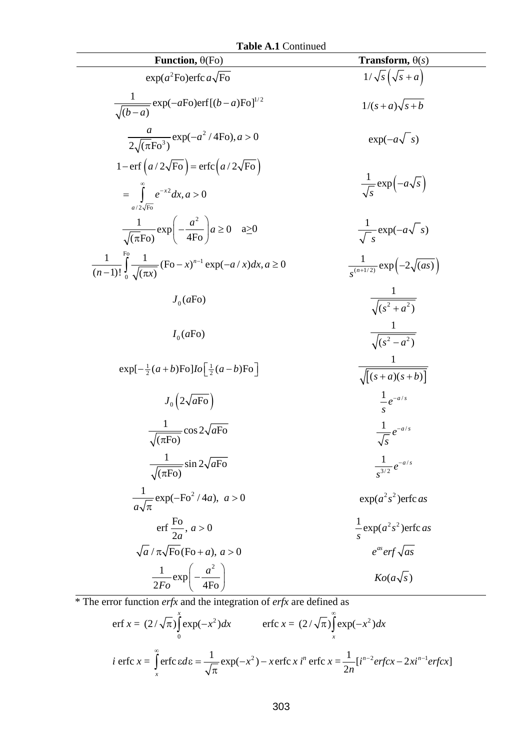**Table A.1** Continued

| **Function,** $\theta(\text{Fo})$ | **Transform,** $\theta(s)$ |
|---|---|
| $\exp(a^2\text{Fo})\text{erfc}\, a\sqrt{\text{Fo}}$ | $1/\sqrt{s}\left(\sqrt{s}+a\right)$ |
| $\frac{1}{\sqrt{(b-a)}}\exp(-a\text{Fo})\text{erf}[(b-a)\text{Fo}]^{1/2}$ | $1/(s+a)\sqrt{s+b}$ |
| $\frac{a}{2\sqrt{(\pi\text{Fo}^3)}}\exp(-a^2/4\text{Fo}), a>0$ | $\exp(-a\sqrt{\ } s)$ |
| $1-\text{erf}\left(a/2\sqrt{\text{Fo}}\right)=\text{erfc}\left(a/2\sqrt{\text{Fo}}\right)$ $=\int_{a/2\sqrt{\text{Fo}}}^{\infty} e^{-x2}dx, a>0$ | $\frac{1}{\sqrt{s}}\exp\left(-a\sqrt{s}\right)$ |
| $\frac{1}{\sqrt{(\pi\text{Fo})}}\exp\left(-\frac{a^2}{4\text{Fo}}\right) a\geq 0 \quad a\geq 0$ | $\frac{1}{\sqrt{\ } s}\exp(-a\sqrt{\ } s)$ |
| $\frac{1}{(n-1)!}\int_0^{\text{Fo}}\frac{1}{\sqrt{(\pi x)}}(\text{Fo}-x)^{n-1}\exp(-a/x)dx, a\geq 0$ | $\frac{1}{s^{(n+1/2)}}\exp\left(-2\sqrt{(as)}\right)$ |
| $J_0(a\text{Fo})$ | $\frac{1}{\sqrt{(s^2+a^2)}}$ |
| $I_0(a\text{Fo})$ | $\frac{1}{\sqrt{(s^2-a^2)}}$ |
| $\exp[-\frac{1}{2}(a+b)\text{Fo}]Io\left[\frac{1}{2}(a-b)\text{Fo}\right]$ | $\frac{1}{\sqrt{\left[(s+a)(s+b)\right]}}$ |
| $J_0\left(2\sqrt{a\text{Fo}}\right)$ | $\frac{1}{s}e^{-a/s}$ |
| $\frac{1}{\sqrt{(\pi\text{Fo})}}\cos 2\sqrt{a\text{Fo}}$ | $\frac{1}{\sqrt{s}}e^{-a/s}$ |
| $\frac{1}{\sqrt{(\pi\text{Fo})}}\sin 2\sqrt{a\text{Fo}}$ | $\frac{1}{s^{3/2}}e^{-a/s}$ |
| $\frac{1}{a\sqrt{\pi}}\exp(-\text{Fo}^2/4a),\ a>0$ | $\exp(a^2s^2)\text{erfc}\, as$ |
| $\text{erf}\,\frac{\text{Fo}}{2a},\ a>0$ | $\frac{1}{s}\exp(a^2s^2)\text{erfc}\, as$ |
| $\sqrt{a}/\pi\sqrt{\text{Fo}}(\text{Fo}+a),\ a>0$ | $e^{as}erf\sqrt{as}$ |
| $\frac{1}{2Fo}\exp\left(-\frac{a^2}{4\text{Fo}}\right)$ | $Ko(a\sqrt{s})$ |

* The error function *erfx* and the integration of *erfx* are defined as

$$\text{erf}\, x = (2/\sqrt{\pi})\int_0^x \exp(-x^2)dx \qquad \text{erfc}\, x = (2/\sqrt{\pi})\int_x^\infty \exp(-x^2)dx$$

$$i\ \text{erfc}\, x = \int_x^\infty \text{erfc}\,\varepsilon d\varepsilon = \frac{1}{\sqrt{\pi}}\exp(-x^2) - x\,\text{erfc}\, x \quad i^n\ \text{erfc}\, x = \frac{1}{2n}[i^{n-2}erfcx - 2xi^{n-1}erfcx]$$